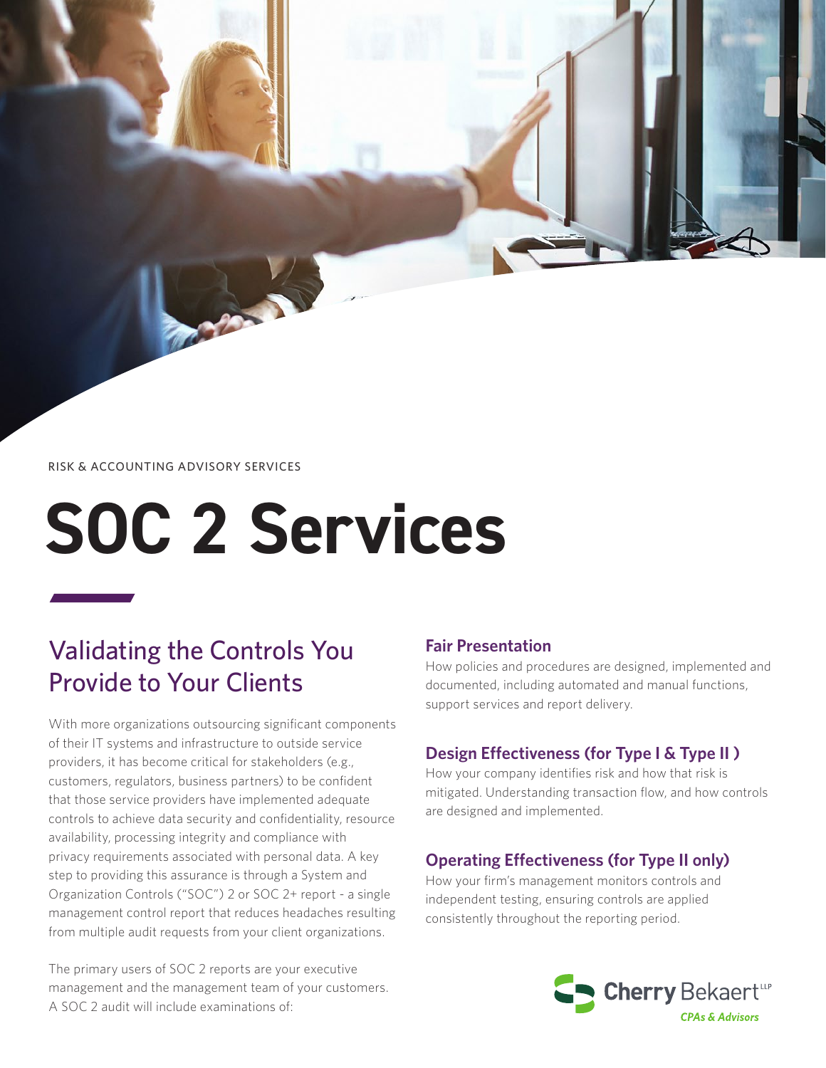RISK & ACCOUNTING ADVISORY SERVICES

# SOC 2 Services

## Validating the Controls You Provide to Your Clients

With more organizations outsourcing significant components of their IT systems and infrastructure to outside service providers, it has become critical for stakeholders (e.g., customers, regulators, business partners) to be confident that those service providers have implemented adequate controls to achieve data security and confidentiality, resource availability, processing integrity and compliance with privacy requirements associated with personal data. A key step to providing this assurance is through a System and Organization Controls ("SOC") 2 or SOC 2+ report - a single management control report that reduces headaches resulting from multiple audit requests from your client organizations.

The primary users of SOC 2 reports are your executive management and the management team of your customers. A SOC 2 audit will include examinations of:

### Fair Presentation

How policies and procedures are designed, implemented and documented, including automated and manual functions, support services and report delivery.

### Design Effectiveness (for Type I & Type II )

How your company identifies risk and how that risk is mitigated. Understanding transaction flow, and how controls are designed and implemented.

### Operating Effectiveness (for Type II only)

How your firm's management monitors controls and independent testing, ensuring controls are applied consistently throughout the reporting period.

Cherry Bekaert LLP
*CPAs & Advisors*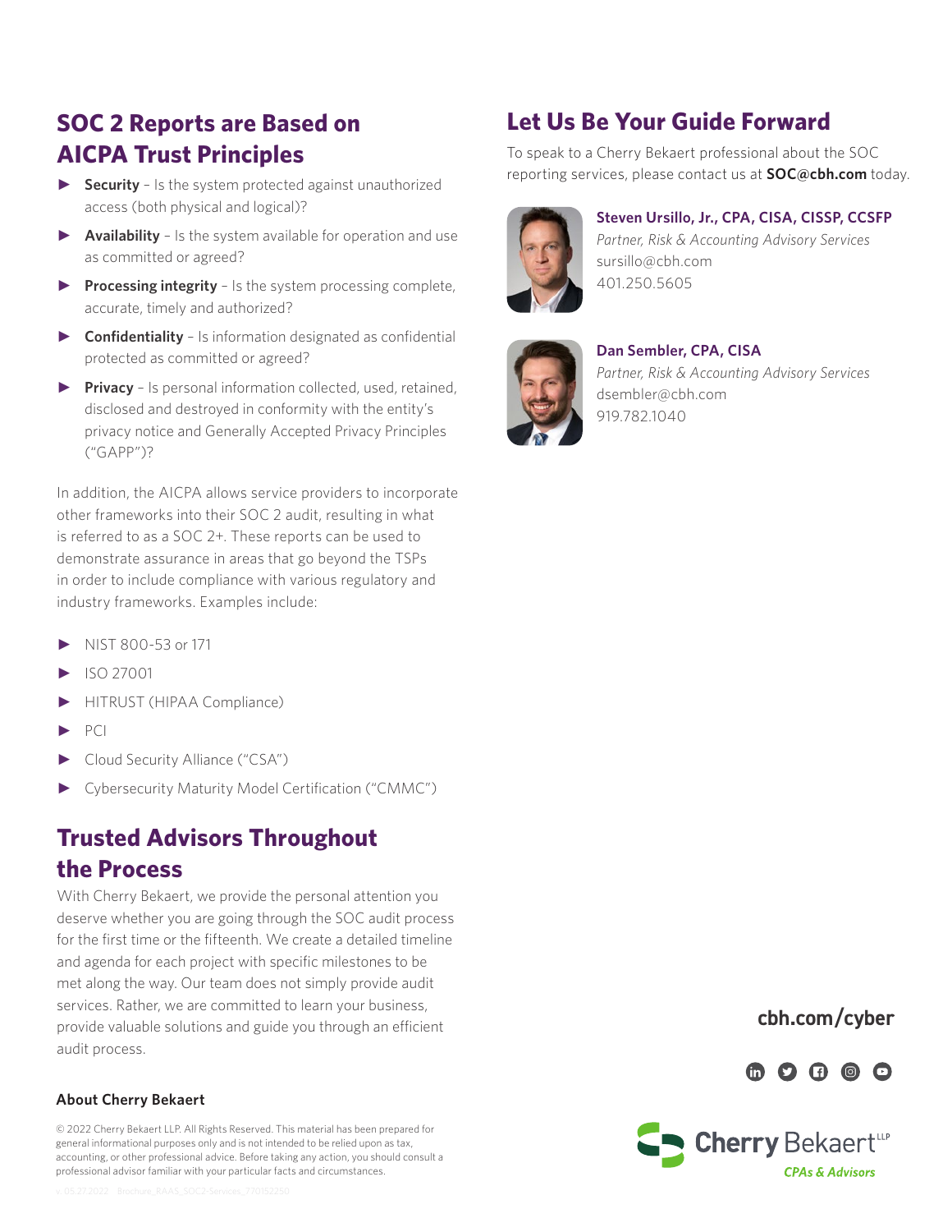## SOC 2 Reports are Based on AICPA Trust Principles

- **Security** – Is the system protected against unauthorized access (both physical and logical)?
- **Availability** – Is the system available for operation and use as committed or agreed?
- **Processing integrity** – Is the system processing complete, accurate, timely and authorized?
- **Confidentiality** – Is information designated as confidential protected as committed or agreed?
- **Privacy** – Is personal information collected, used, retained, disclosed and destroyed in conformity with the entity's privacy notice and Generally Accepted Privacy Principles ("GAPP")?

In addition, the AICPA allows service providers to incorporate other frameworks into their SOC 2 audit, resulting in what is referred to as a SOC 2+. These reports can be used to demonstrate assurance in areas that go beyond the TSPs in order to include compliance with various regulatory and industry frameworks. Examples include:

- NIST 800-53 or 171
- ISO 27001
- HITRUST (HIPAA Compliance)
- PCI
- Cloud Security Alliance ("CSA")
- Cybersecurity Maturity Model Certification ("CMMC")

## Trusted Advisors Throughout the Process

With Cherry Bekaert, we provide the personal attention you deserve whether you are going through the SOC audit process for the first time or the fifteenth. We create a detailed timeline and agenda for each project with specific milestones to be met along the way. Our team does not simply provide audit services. Rather, we are committed to learn your business, provide valuable solutions and guide you through an efficient audit process.

## Let Us Be Your Guide Forward

To speak to a Cherry Bekaert professional about the SOC reporting services, please contact us at **SOC@cbh.com** today.

**Steven Ursillo, Jr., CPA, CISA, CISSP, CCSFP**
*Partner, Risk & Accounting Advisory Services*
sursillo@cbh.com
401.250.5605

**Dan Sembler, CPA, CISA**
*Partner, Risk & Accounting Advisory Services*
dsembler@cbh.com
919.782.1040

**cbh.com/cyber**

Cherry Bekaert LLP
*CPAs & Advisors*

**About Cherry Bekaert**

© 2022 Cherry Bekaert LLP. All Rights Reserved. This material has been prepared for general informational purposes only and is not intended to be relied upon as tax, accounting, or other professional advice. Before taking any action, you should consult a professional advisor familiar with your particular facts and circumstances.